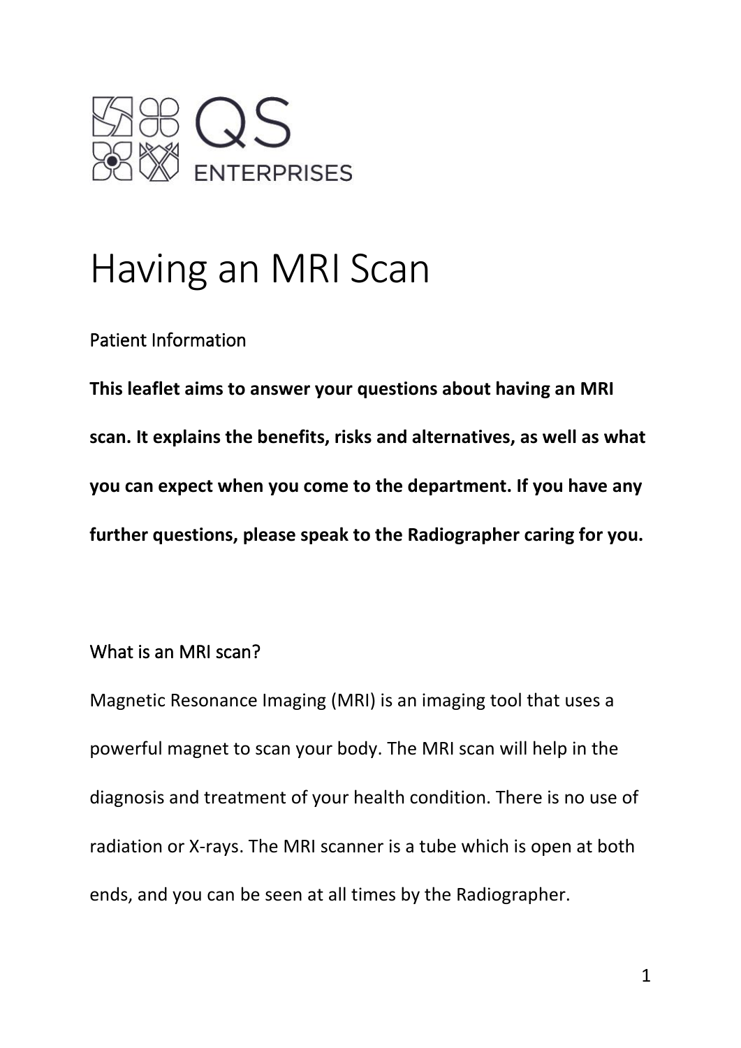QS ENTERPRISES

# Having an MRI Scan

Patient Information

**This leaflet aims to answer your questions about having an MRI scan. It explains the benefits, risks and alternatives, as well as what you can expect when you come to the department. If you have any further questions, please speak to the Radiographer caring for you.**

## What is an MRI scan?

Magnetic Resonance Imaging (MRI) is an imaging tool that uses a powerful magnet to scan your body. The MRI scan will help in the diagnosis and treatment of your health condition. There is no use of radiation or X-rays. The MRI scanner is a tube which is open at both ends, and you can be seen at all times by the Radiographer.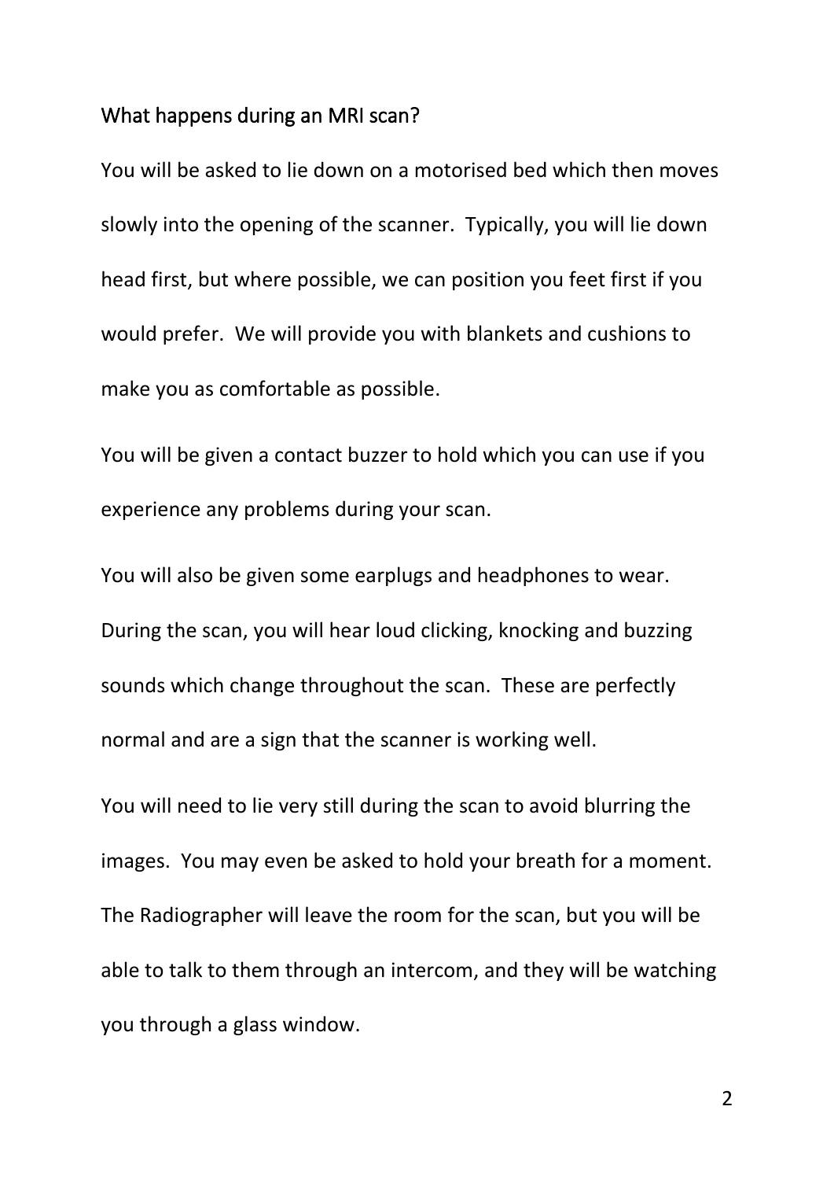## What happens during an MRI scan?

You will be asked to lie down on a motorised bed which then moves slowly into the opening of the scanner. Typically, you will lie down head first, but where possible, we can position you feet first if you would prefer. We will provide you with blankets and cushions to make you as comfortable as possible.

You will be given a contact buzzer to hold which you can use if you experience any problems during your scan.

You will also be given some earplugs and headphones to wear. During the scan, you will hear loud clicking, knocking and buzzing sounds which change throughout the scan. These are perfectly normal and are a sign that the scanner is working well.

You will need to lie very still during the scan to avoid blurring the images. You may even be asked to hold your breath for a moment. The Radiographer will leave the room for the scan, but you will be able to talk to them through an intercom, and they will be watching you through a glass window.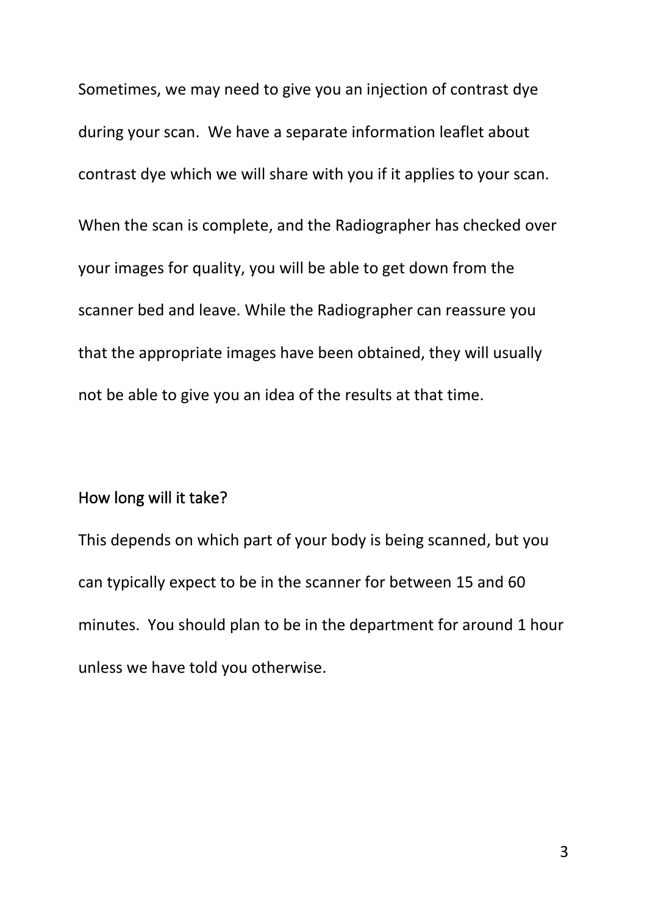Sometimes, we may need to give you an injection of contrast dye during your scan.  We have a separate information leaflet about contrast dye which we will share with you if it applies to your scan.

When the scan is complete, and the Radiographer has checked over your images for quality, you will be able to get down from the scanner bed and leave. While the Radiographer can reassure you that the appropriate images have been obtained, they will usually not be able to give you an idea of the results at that time.

## How long will it take?

This depends on which part of your body is being scanned, but you can typically expect to be in the scanner for between 15 and 60 minutes.  You should plan to be in the department for around 1 hour unless we have told you otherwise.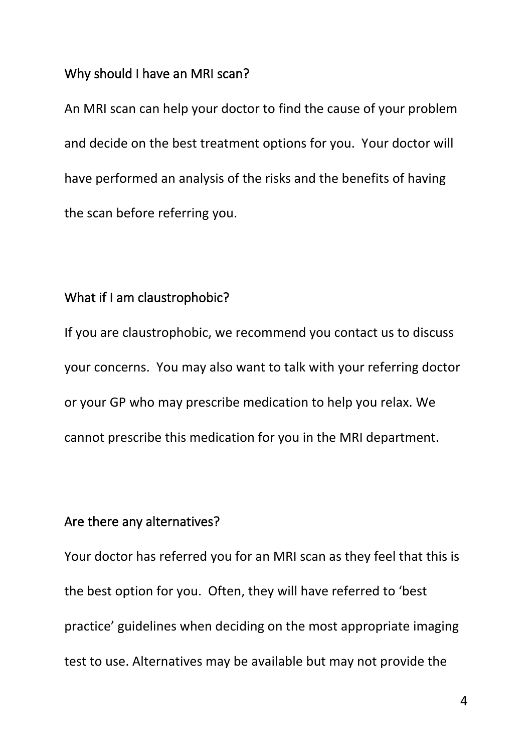## Why should I have an MRI scan?

An MRI scan can help your doctor to find the cause of your problem and decide on the best treatment options for you. Your doctor will have performed an analysis of the risks and the benefits of having the scan before referring you.

## What if I am claustrophobic?

If you are claustrophobic, we recommend you contact us to discuss your concerns. You may also want to talk with your referring doctor or your GP who may prescribe medication to help you relax. We cannot prescribe this medication for you in the MRI department.

## Are there any alternatives?

Your doctor has referred you for an MRI scan as they feel that this is the best option for you. Often, they will have referred to 'best practice' guidelines when deciding on the most appropriate imaging test to use. Alternatives may be available but may not provide the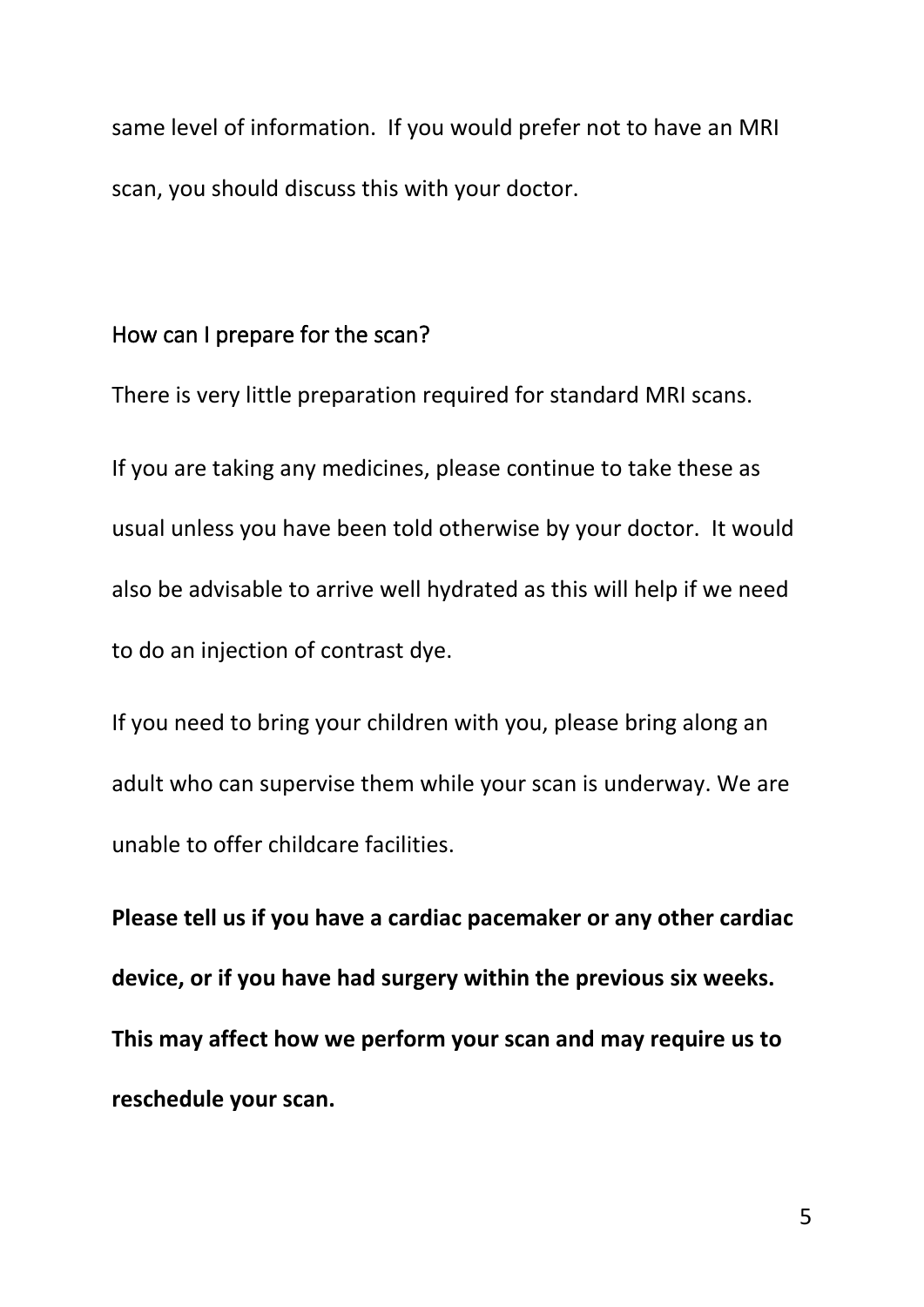same level of information. If you would prefer not to have an MRI scan, you should discuss this with your doctor.

## How can I prepare for the scan?

There is very little preparation required for standard MRI scans.

If you are taking any medicines, please continue to take these as usual unless you have been told otherwise by your doctor. It would also be advisable to arrive well hydrated as this will help if we need to do an injection of contrast dye.

If you need to bring your children with you, please bring along an adult who can supervise them while your scan is underway. We are unable to offer childcare facilities.

**Please tell us if you have a cardiac pacemaker or any other cardiac device, or if you have had surgery within the previous six weeks. This may affect how we perform your scan and may require us to reschedule your scan.**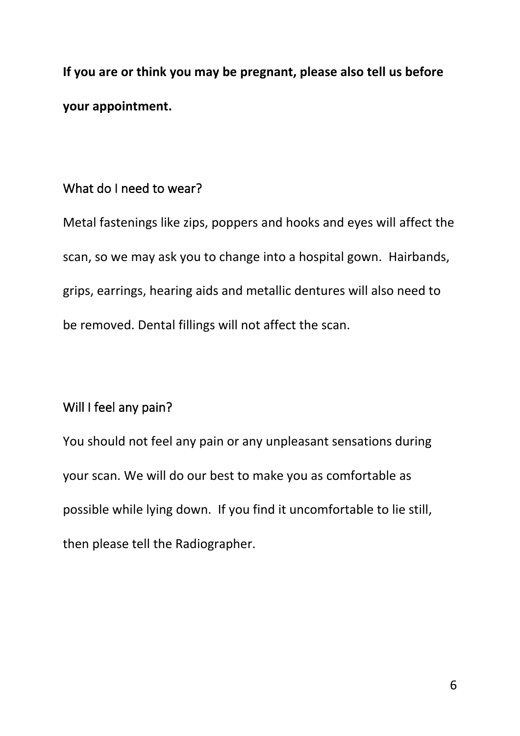**If you are or think you may be pregnant, please also tell us before your appointment.**

## What do I need to wear?

Metal fastenings like zips, poppers and hooks and eyes will affect the scan, so we may ask you to change into a hospital gown. Hairbands, grips, earrings, hearing aids and metallic dentures will also need to be removed. Dental fillings will not affect the scan.

## Will I feel any pain?

You should not feel any pain or any unpleasant sensations during your scan. We will do our best to make you as comfortable as possible while lying down. If you find it uncomfortable to lie still, then please tell the Radiographer.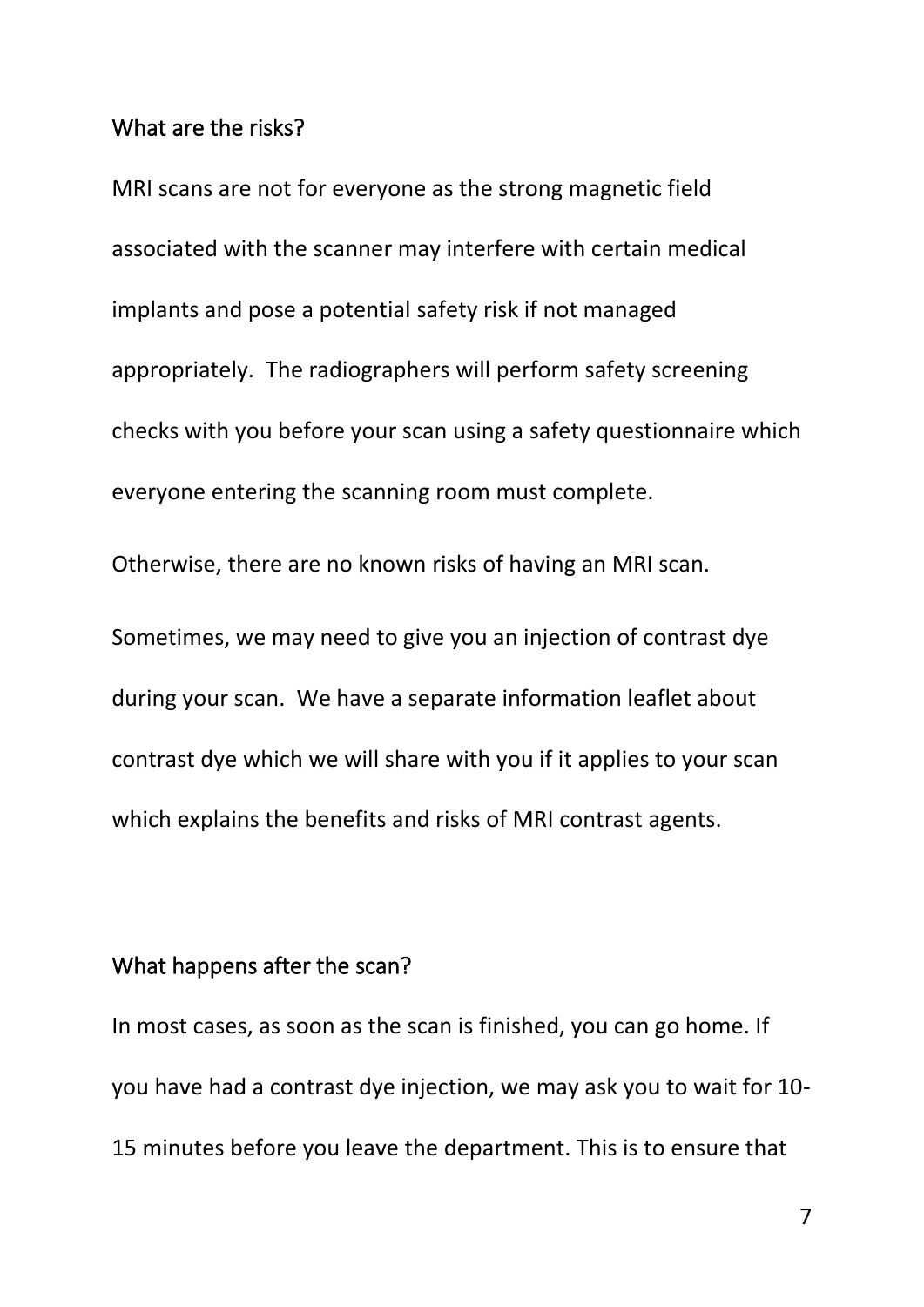## What are the risks?

MRI scans are not for everyone as the strong magnetic field associated with the scanner may interfere with certain medical implants and pose a potential safety risk if not managed appropriately. The radiographers will perform safety screening checks with you before your scan using a safety questionnaire which everyone entering the scanning room must complete.

Otherwise, there are no known risks of having an MRI scan.

Sometimes, we may need to give you an injection of contrast dye during your scan. We have a separate information leaflet about contrast dye which we will share with you if it applies to your scan which explains the benefits and risks of MRI contrast agents.

## What happens after the scan?

In most cases, as soon as the scan is finished, you can go home. If you have had a contrast dye injection, we may ask you to wait for 10-15 minutes before you leave the department. This is to ensure that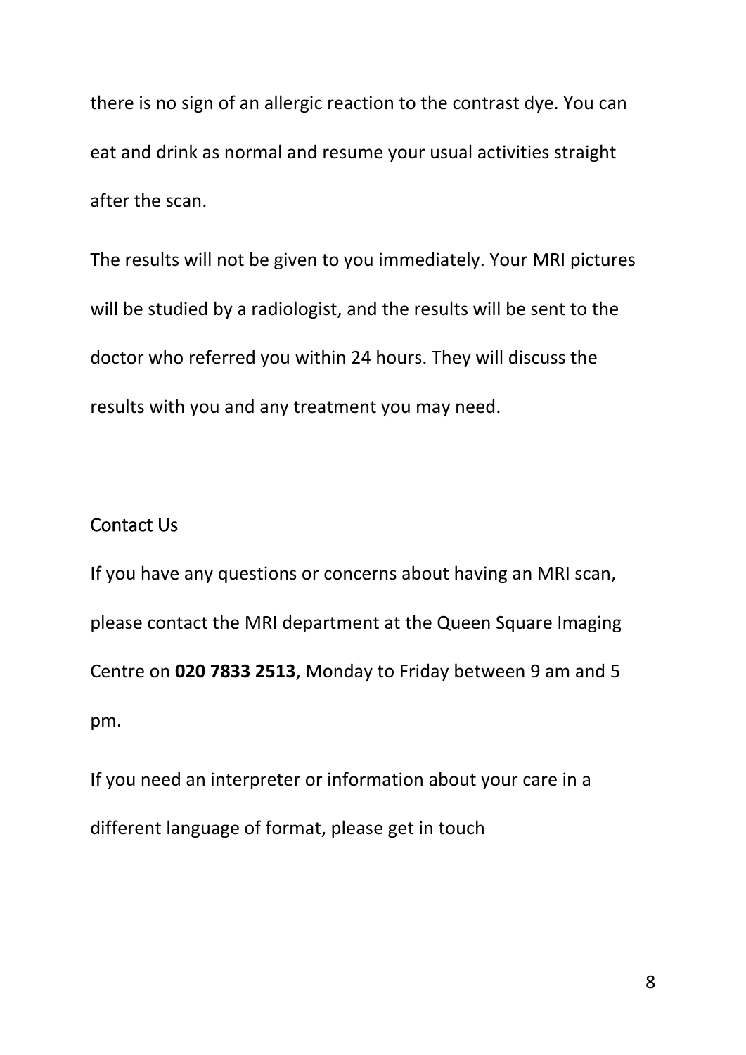there is no sign of an allergic reaction to the contrast dye. You can eat and drink as normal and resume your usual activities straight after the scan.

The results will not be given to you immediately. Your MRI pictures will be studied by a radiologist, and the results will be sent to the doctor who referred you within 24 hours. They will discuss the results with you and any treatment you may need.

## Contact Us

If you have any questions or concerns about having an MRI scan, please contact the MRI department at the Queen Square Imaging Centre on **020 7833 2513**, Monday to Friday between 9 am and 5 pm.

If you need an interpreter or information about your care in a different language of format, please get in touch